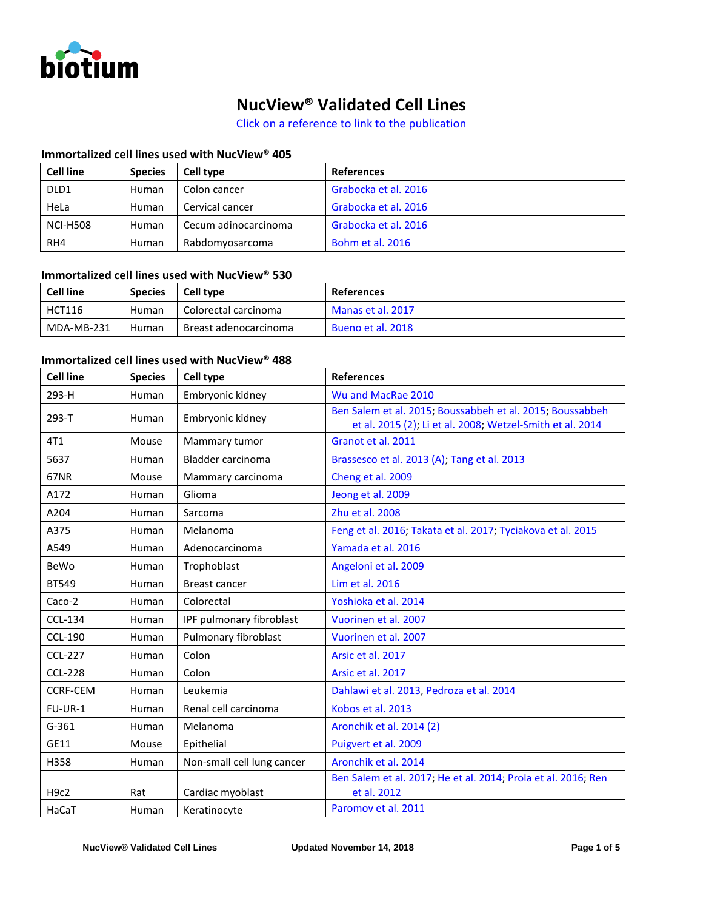# NucView® Validated Cell Lines

Click on a reference to link to the publication

### Immortalized cell lines used with NucView® 405

| Cell line | Species | Cell type | References |
|---|---|---|---|
| DLD1 | Human | Colon cancer | Grabocka et al. 2016 |
| HeLa | Human | Cervical cancer | Grabocka et al. 2016 |
| NCI-H508 | Human | Cecum adinocarcinoma | Grabocka et al. 2016 |
| RH4 | Human | Rabdomyosarcoma | Bohm et al. 2016 |

### Immortalized cell lines used with NucView® 530

| Cell line | Species | Cell type | References |
|---|---|---|---|
| HCT116 | Human | Colorectal carcinoma | Manas et al. 2017 |
| MDA-MB-231 | Human | Breast adenocarcinoma | Bueno et al. 2018 |

### Immortalized cell lines used with NucView® 488

| Cell line | Species | Cell type | References |
|---|---|---|---|
| 293-H | Human | Embryonic kidney | Wu and MacRae 2010 |
| 293-T | Human | Embryonic kidney | Ben Salem et al. 2015; Boussabbeh et al. 2015; Boussabbeh et al. 2015 (2); Li et al. 2008; Wetzel-Smith et al. 2014 |
| 4T1 | Mouse | Mammary tumor | Granot et al. 2011 |
| 5637 | Human | Bladder carcinoma | Brassesco et al. 2013 (A); Tang et al. 2013 |
| 67NR | Mouse | Mammary carcinoma | Cheng et al. 2009 |
| A172 | Human | Glioma | Jeong et al. 2009 |
| A204 | Human | Sarcoma | Zhu et al. 2008 |
| A375 | Human | Melanoma | Feng et al. 2016; Takata et al. 2017; Tyciakova et al. 2015 |
| A549 | Human | Adenocarcinoma | Yamada et al. 2016 |
| BeWo | Human | Trophoblast | Angeloni et al. 2009 |
| BT549 | Human | Breast cancer | Lim et al. 2016 |
| Caco-2 | Human | Colorectal | Yoshioka et al. 2014 |
| CCL-134 | Human | IPF pulmonary fibroblast | Vuorinen et al. 2007 |
| CCL-190 | Human | Pulmonary fibroblast | Vuorinen et al. 2007 |
| CCL-227 | Human | Colon | Arsic et al. 2017 |
| CCL-228 | Human | Colon | Arsic et al. 2017 |
| CCRF-CEM | Human | Leukemia | Dahlawi et al. 2013, Pedroza et al. 2014 |
| FU-UR-1 | Human | Renal cell carcinoma | Kobos et al. 2013 |
| G-361 | Human | Melanoma | Aronchik et al. 2014 (2) |
| GE11 | Mouse | Epithelial | Puigvert et al. 2009 |
| H358 | Human | Non-small cell lung cancer | Aronchik et al. 2014 |
| H9c2 | Rat | Cardiac myoblast | Ben Salem et al. 2017; He et al. 2014; Prola et al. 2016; Ren et al. 2012 |
| HaCaT | Human | Keratinocyte | Paromov et al. 2011 |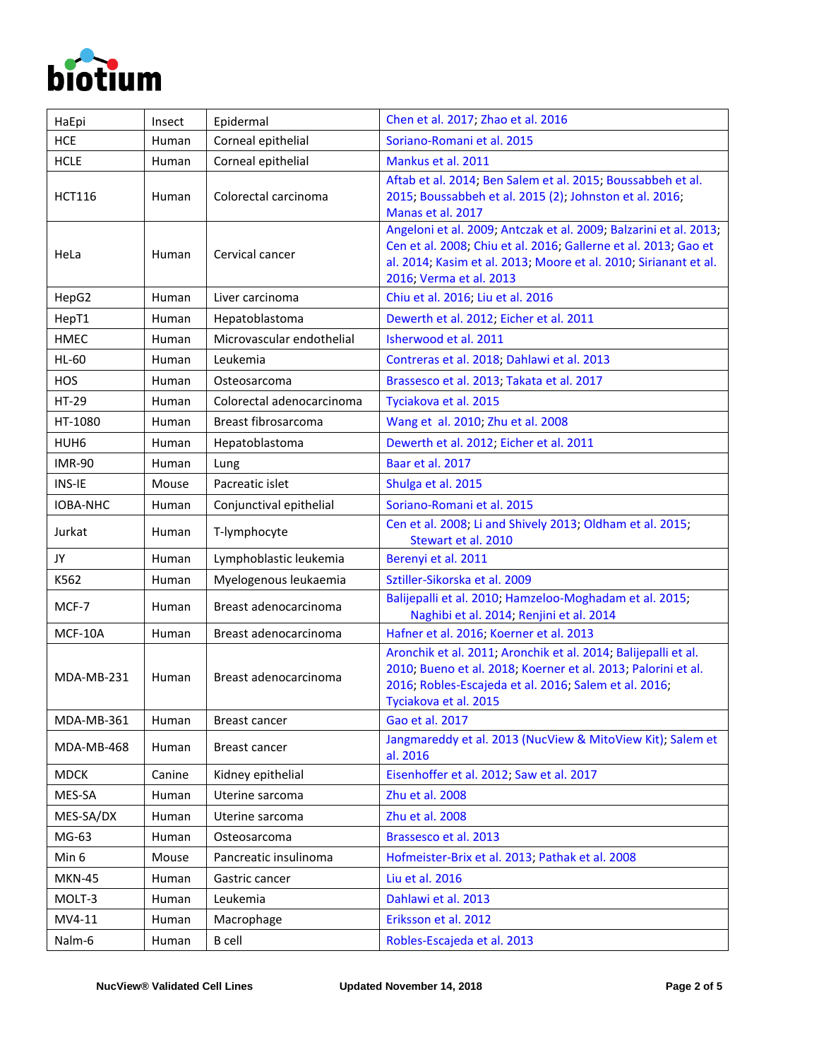| | | | |
|---|---|---|---|
| HaEpi | Insect | Epidermal | Chen et al. 2017; Zhao et al. 2016 |
| HCE | Human | Corneal epithelial | Soriano-Romani et al. 2015 |
| HCLE | Human | Corneal epithelial | Mankus et al. 2011 |
| HCT116 | Human | Colorectal carcinoma | Aftab et al. 2014; Ben Salem et al. 2015; Boussabbeh et al. 2015; Boussabbeh et al. 2015 (2); Johnston et al. 2016; Manas et al. 2017 |
| HeLa | Human | Cervical cancer | Angeloni et al. 2009; Antczak et al. 2009; Balzarini et al. 2013; Cen et al. 2008; Chiu et al. 2016; Gallerne et al. 2013; Gao et al. 2014; Kasim et al. 2013; Moore et al. 2010; Sirianant et al. 2016; Verma et al. 2013 |
| HepG2 | Human | Liver carcinoma | Chiu et al. 2016; Liu et al. 2016 |
| HepT1 | Human | Hepatoblastoma | Dewerth et al. 2012; Eicher et al. 2011 |
| HMEC | Human | Microvascular endothelial | Isherwood et al. 2011 |
| HL-60 | Human | Leukemia | Contreras et al. 2018; Dahlawi et al. 2013 |
| HOS | Human | Osteosarcoma | Brassesco et al. 2013; Takata et al. 2017 |
| HT-29 | Human | Colorectal adenocarcinoma | Tyciakova et al. 2015 |
| HT-1080 | Human | Breast fibrosarcoma | Wang et al. 2010; Zhu et al. 2008 |
| HUH6 | Human | Hepatoblastoma | Dewerth et al. 2012; Eicher et al. 2011 |
| IMR-90 | Human | Lung | Baar et al. 2017 |
| INS-IE | Mouse | Pacreatic islet | Shulga et al. 2015 |
| IOBA-NHC | Human | Conjunctival epithelial | Soriano-Romani et al. 2015 |
| Jurkat | Human | T-lymphocyte | Cen et al. 2008; Li and Shively 2013; Oldham et al. 2015; Stewart et al. 2010 |
| JY | Human | Lymphoblastic leukemia | Berenyi et al. 2011 |
| K562 | Human | Myelogenous leukaemia | Sztiller-Sikorska et al. 2009 |
| MCF-7 | Human | Breast adenocarcinoma | Balijepalli et al. 2010; Hamzeloo-Moghadam et al. 2015; Naghibi et al. 2014; Renjini et al. 2014 |
| MCF-10A | Human | Breast adenocarcinoma | Hafner et al. 2016; Koerner et al. 2013 |
| MDA-MB-231 | Human | Breast adenocarcinoma | Aronchik et al. 2011; Aronchik et al. 2014; Balijepalli et al. 2010; Bueno et al. 2018; Koerner et al. 2013; Palorini et al. 2016; Robles-Escajeda et al. 2016; Salem et al. 2016; Tyciakova et al. 2015 |
| MDA-MB-361 | Human | Breast cancer | Gao et al. 2017 |
| MDA-MB-468 | Human | Breast cancer | Jangmareddy et al. 2013 (NucView & MitoView Kit); Salem et al. 2016 |
| MDCK | Canine | Kidney epithelial | Eisenhoffer et al. 2012; Saw et al. 2017 |
| MES-SA | Human | Uterine sarcoma | Zhu et al. 2008 |
| MES-SA/DX | Human | Uterine sarcoma | Zhu et al. 2008 |
| MG-63 | Human | Osteosarcoma | Brassesco et al. 2013 |
| Min 6 | Mouse | Pancreatic insulinoma | Hofmeister-Brix et al. 2013; Pathak et al. 2008 |
| MKN-45 | Human | Gastric cancer | Liu et al. 2016 |
| MOLT-3 | Human | Leukemia | Dahlawi et al. 2013 |
| MV4-11 | Human | Macrophage | Eriksson et al. 2012 |
| Nalm-6 | Human | B cell | Robles-Escajeda et al. 2013 |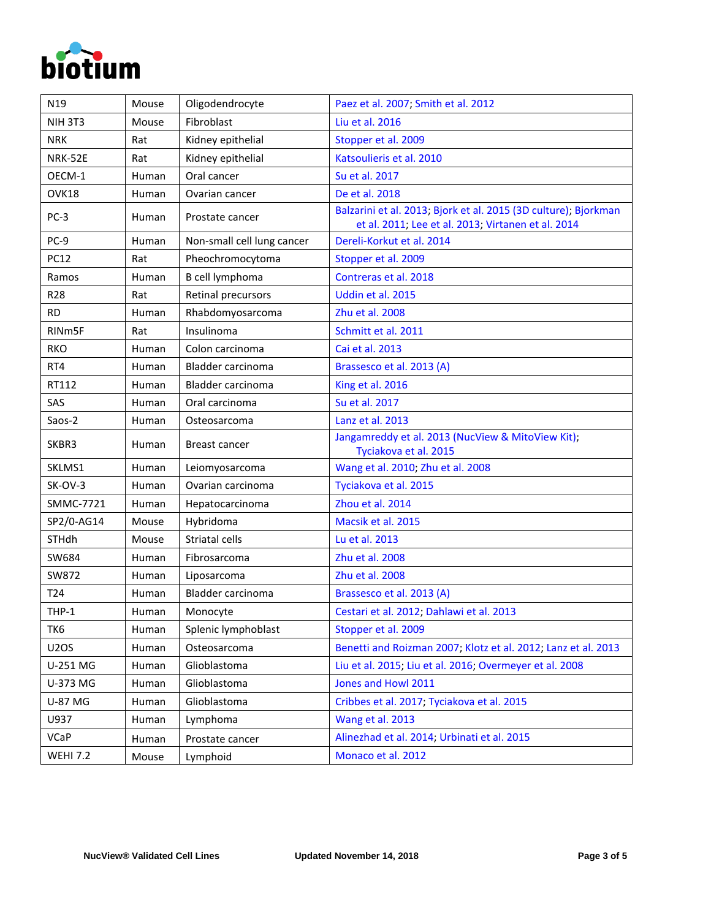| | | | |
|---|---|---|---|
| N19 | Mouse | Oligodendrocyte | Paez et al. 2007; Smith et al. 2012 |
| NIH 3T3 | Mouse | Fibroblast | Liu et al. 2016 |
| NRK | Rat | Kidney epithelial | Stopper et al. 2009 |
| NRK-52E | Rat | Kidney epithelial | Katsoulieris et al. 2010 |
| OECM-1 | Human | Oral cancer | Su et al. 2017 |
| OVK18 | Human | Ovarian cancer | De et al. 2018 |
| PC-3 | Human | Prostate cancer | Balzarini et al. 2013; Bjork et al. 2015 (3D culture); Bjorkman et al. 2011; Lee et al. 2013; Virtanen et al. 2014 |
| PC-9 | Human | Non-small cell lung cancer | Dereli-Korkut et al. 2014 |
| PC12 | Rat | Pheochromocytoma | Stopper et al. 2009 |
| Ramos | Human | B cell lymphoma | Contreras et al. 2018 |
| R28 | Rat | Retinal precursors | Uddin et al. 2015 |
| RD | Human | Rhabdomyosarcoma | Zhu et al. 2008 |
| RINm5F | Rat | Insulinoma | Schmitt et al. 2011 |
| RKO | Human | Colon carcinoma | Cai et al. 2013 |
| RT4 | Human | Bladder carcinoma | Brassesco et al. 2013 (A) |
| RT112 | Human | Bladder carcinoma | King et al. 2016 |
| SAS | Human | Oral carcinoma | Su et al. 2017 |
| Saos-2 | Human | Osteosarcoma | Lanz et al. 2013 |
| SKBR3 | Human | Breast cancer | Jangamreddy et al. 2013 (NucView & MitoView Kit); Tyciakova et al. 2015 |
| SKLMS1 | Human | Leiomyosarcoma | Wang et al. 2010; Zhu et al. 2008 |
| SK-OV-3 | Human | Ovarian carcinoma | Tyciakova et al. 2015 |
| SMMC-7721 | Human | Hepatocarcinoma | Zhou et al. 2014 |
| SP2/0-AG14 | Mouse | Hybridoma | Macsik et al. 2015 |
| STHdh | Mouse | Striatal cells | Lu et al. 2013 |
| SW684 | Human | Fibrosarcoma | Zhu et al. 2008 |
| SW872 | Human | Liposarcoma | Zhu et al. 2008 |
| T24 | Human | Bladder carcinoma | Brassesco et al. 2013 (A) |
| THP-1 | Human | Monocyte | Cestari et al. 2012; Dahlawi et al. 2013 |
| TK6 | Human | Splenic lymphoblast | Stopper et al. 2009 |
| U2OS | Human | Osteosarcoma | Benetti and Roizman 2007; Klotz et al. 2012; Lanz et al. 2013 |
| U-251 MG | Human | Glioblastoma | Liu et al. 2015; Liu et al. 2016; Overmeyer et al. 2008 |
| U-373 MG | Human | Glioblastoma | Jones and Howl 2011 |
| U-87 MG | Human | Glioblastoma | Cribbes et al. 2017; Tyciakova et al. 2015 |
| U937 | Human | Lymphoma | Wang et al. 2013 |
| VCaP | Human | Prostate cancer | Alinezhad et al. 2014; Urbinati et al. 2015 |
| WEHI 7.2 | Mouse | Lymphoid | Monaco et al. 2012 |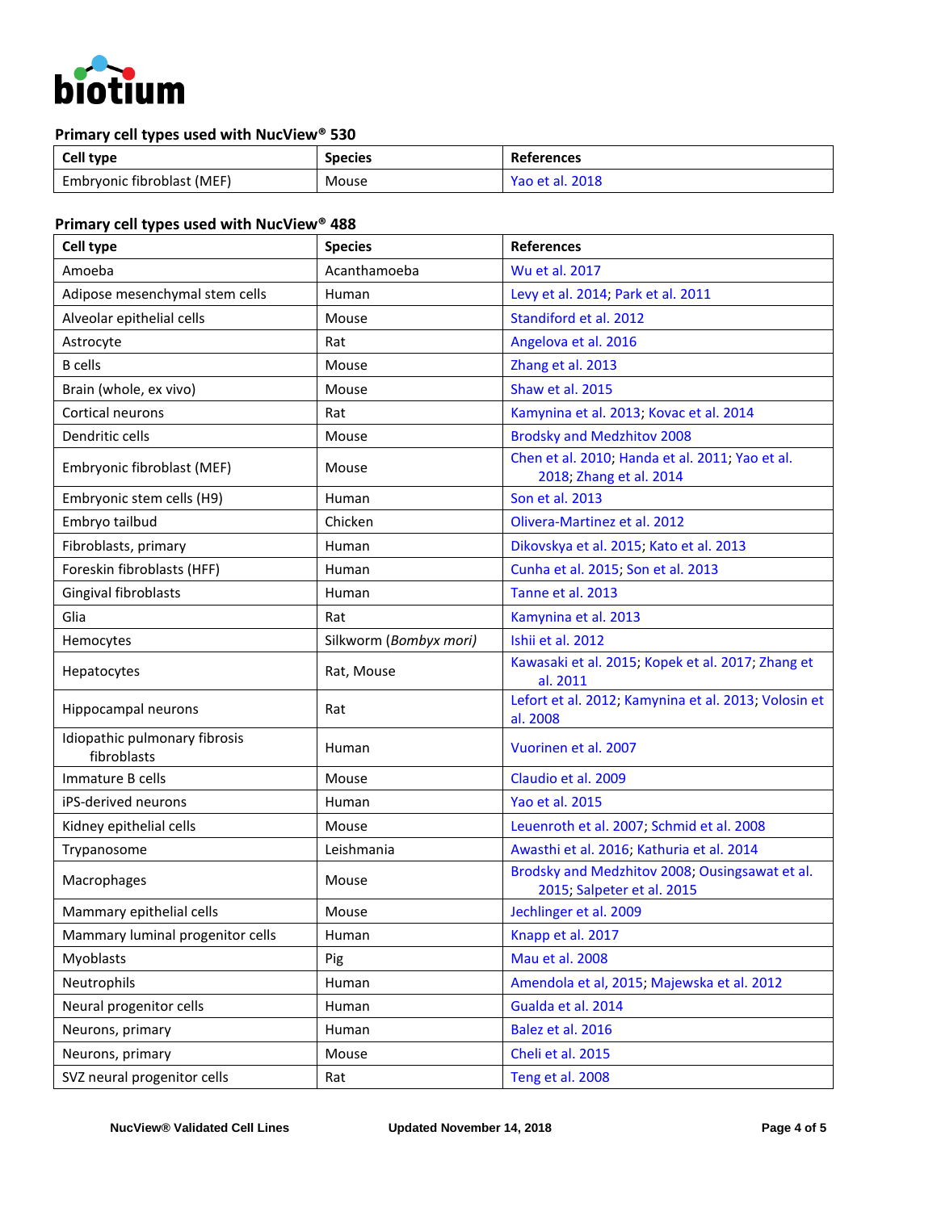### Primary cell types used with NucView® 530

| Cell type | Species | References |
|---|---|---|
| Embryonic fibroblast (MEF) | Mouse | Yao et al. 2018 |

### Primary cell types used with NucView® 488

| Cell type | Species | References |
|---|---|---|
| Amoeba | Acanthamoeba | Wu et al. 2017 |
| Adipose mesenchymal stem cells | Human | Levy et al. 2014; Park et al. 2011 |
| Alveolar epithelial cells | Mouse | Standiford et al. 2012 |
| Astrocyte | Rat | Angelova et al. 2016 |
| B cells | Mouse | Zhang et al. 2013 |
| Brain (whole, ex vivo) | Mouse | Shaw et al. 2015 |
| Cortical neurons | Rat | Kamynina et al. 2013; Kovac et al. 2014 |
| Dendritic cells | Mouse | Brodsky and Medzhitov 2008 |
| Embryonic fibroblast (MEF) | Mouse | Chen et al. 2010; Handa et al. 2011; Yao et al. 2018; Zhang et al. 2014 |
| Embryonic stem cells (H9) | Human | Son et al. 2013 |
| Embryo tailbud | Chicken | Olivera-Martinez et al. 2012 |
| Fibroblasts, primary | Human | Dikovskya et al. 2015; Kato et al. 2013 |
| Foreskin fibroblasts (HFF) | Human | Cunha et al. 2015; Son et al. 2013 |
| Gingival fibroblasts | Human | Tanne et al. 2013 |
| Glia | Rat | Kamynina et al. 2013 |
| Hemocytes | Silkworm (*Bombyx mori*) | Ishii et al. 2012 |
| Hepatocytes | Rat, Mouse | Kawasaki et al. 2015; Kopek et al. 2017; Zhang et al. 2011 |
| Hippocampal neurons | Rat | Lefort et al. 2012; Kamynina et al. 2013; Volosin et al. 2008 |
| Idiopathic pulmonary fibrosis fibroblasts | Human | Vuorinen et al. 2007 |
| Immature B cells | Mouse | Claudio et al. 2009 |
| iPS-derived neurons | Human | Yao et al. 2015 |
| Kidney epithelial cells | Mouse | Leuenroth et al. 2007; Schmid et al. 2008 |
| Trypanosome | Leishmania | Awasthi et al. 2016; Kathuria et al. 2014 |
| Macrophages | Mouse | Brodsky and Medzhitov 2008; Ousingsawat et al. 2015; Salpeter et al. 2015 |
| Mammary epithelial cells | Mouse | Jechlinger et al. 2009 |
| Mammary luminal progenitor cells | Human | Knapp et al. 2017 |
| Myoblasts | Pig | Mau et al. 2008 |
| Neutrophils | Human | Amendola et al, 2015; Majewska et al. 2012 |
| Neural progenitor cells | Human | Gualda et al. 2014 |
| Neurons, primary | Human | Balez et al. 2016 |
| Neurons, primary | Mouse | Cheli et al. 2015 |
| SVZ neural progenitor cells | Rat | Teng et al. 2008 |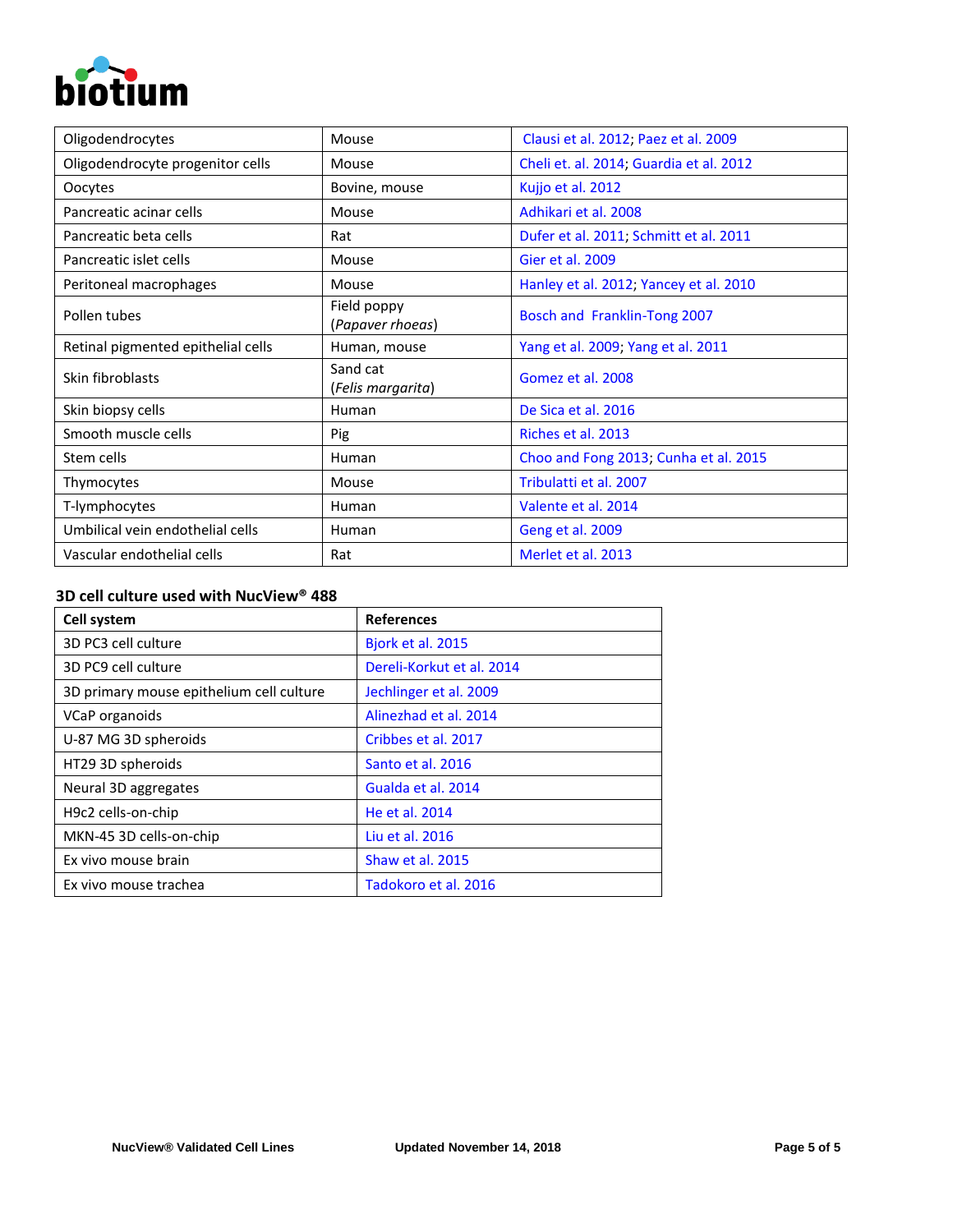| | | |
|---|---|---|
| Oligodendrocytes | Mouse | Clausi et al. 2012; Paez et al. 2009 |
| Oligodendrocyte progenitor cells | Mouse | Cheli et. al. 2014; Guardia et al. 2012 |
| Oocytes | Bovine, mouse | Kujjo et al. 2012 |
| Pancreatic acinar cells | Mouse | Adhikari et al. 2008 |
| Pancreatic beta cells | Rat | Dufer et al. 2011; Schmitt et al. 2011 |
| Pancreatic islet cells | Mouse | Gier et al. 2009 |
| Peritoneal macrophages | Mouse | Hanley et al. 2012; Yancey et al. 2010 |
| Pollen tubes | Field poppy (*Papaver rhoeas*) | Bosch and Franklin-Tong 2007 |
| Retinal pigmented epithelial cells | Human, mouse | Yang et al. 2009; Yang et al. 2011 |
| Skin fibroblasts | Sand cat (*Felis margarita*) | Gomez et al. 2008 |
| Skin biopsy cells | Human | De Sica et al. 2016 |
| Smooth muscle cells | Pig | Riches et al. 2013 |
| Stem cells | Human | Choo and Fong 2013; Cunha et al. 2015 |
| Thymocytes | Mouse | Tribulatti et al. 2007 |
| T-lymphocytes | Human | Valente et al. 2014 |
| Umbilical vein endothelial cells | Human | Geng et al. 2009 |
| Vascular endothelial cells | Rat | Merlet et al. 2013 |

### 3D cell culture used with NucView® 488

| Cell system | References |
|---|---|
| 3D PC3 cell culture | Bjork et al. 2015 |
| 3D PC9 cell culture | Dereli-Korkut et al. 2014 |
| 3D primary mouse epithelium cell culture | Jechlinger et al. 2009 |
| VCaP organoids | Alinezhad et al. 2014 |
| U-87 MG 3D spheroids | Cribbes et al. 2017 |
| HT29 3D spheroids | Santo et al. 2016 |
| Neural 3D aggregates | Gualda et al. 2014 |
| H9c2 cells-on-chip | He et al. 2014 |
| MKN-45 3D cells-on-chip | Liu et al. 2016 |
| Ex vivo mouse brain | Shaw et al. 2015 |
| Ex vivo mouse trachea | Tadokoro et al. 2016 |